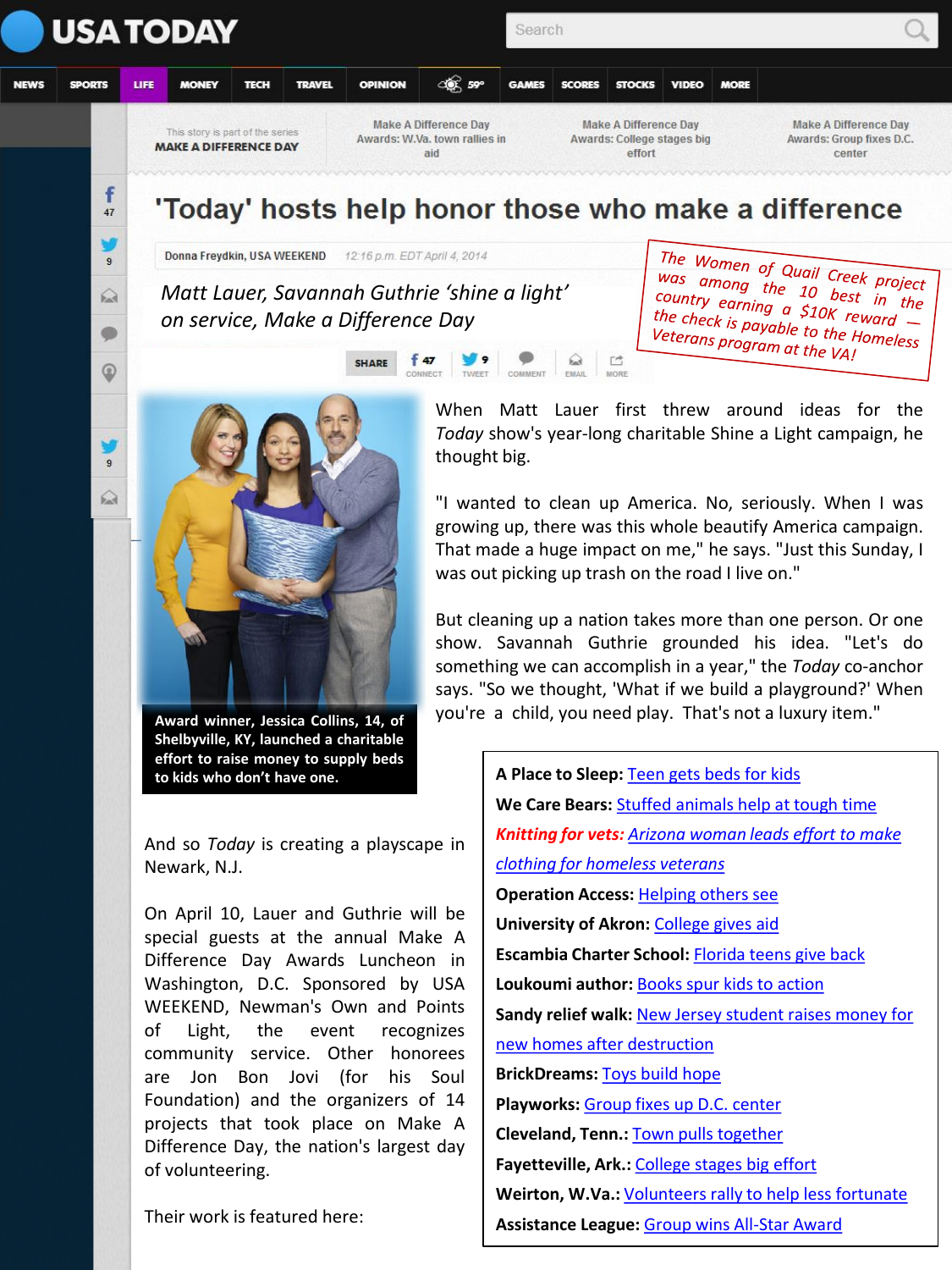This story is part of the series **MAKE A DIFFERENCE DAY**

Make A Difference Day Awards: W.Va. town rallies in aid

Make A Difference Day Awards: College stages big effort

Make A Difference Day Awards: Group fixes D.C. center

# 'Today' hosts help honor those who make a difference

Donna Freydkin, USA WEEKEND 12:16 p.m. EDT April 4, 2014

*Matt Lauer, Savannah Guthrie 'shine a light' on service, Make a Difference Day*

The Women of Quail Creek project was among the 10 best in the country earning a $10K reward — the check is payable to the Homeless Veterans program at the VA!

When Matt Lauer first threw around ideas for the *Today* show's year-long charitable Shine a Light campaign, he thought big.

"I wanted to clean up America. No, seriously. When I was growing up, there was this whole beautify America campaign. That made a huge impact on me," he says. "Just this Sunday, I was out picking up trash on the road I live on."

But cleaning up a nation takes more than one person. Or one show. Savannah Guthrie grounded his idea. "Let's do something we can accomplish in a year," the *Today* co-anchor says. "So we thought, 'What if we build a playground?' When you're a child, you need play. That's not a luxury item."

Award winner, Jessica Collins, 14, of Shelbyville, KY, launched a charitable effort to raise money to supply beds to kids who don't have one.

And so *Today* is creating a playscape in Newark, N.J.

On April 10, Lauer and Guthrie will be special guests at the annual Make A Difference Day Awards Luncheon in Washington, D.C. Sponsored by USA WEEKEND, Newman's Own and Points of Light, the event recognizes community service. Other honorees are Jon Bon Jovi (for his Soul Foundation) and the organizers of 14 projects that took place on Make A Difference Day, the nation's largest day of volunteering.

Their work is featured here:

- **A Place to Sleep:** Teen gets beds for kids
- **We Care Bears:** Stuffed animals help at tough time
- ***Knitting for vets:*** *Arizona woman leads effort to make clothing for homeless veterans*
- **Operation Access:** Helping others see
- **University of Akron:** College gives aid
- **Escambia Charter School:** Florida teens give back
- **Loukoumi author:** Books spur kids to action
- **Sandy relief walk:** New Jersey student raises money for new homes after destruction
- **BrickDreams:** Toys build hope
- **Playworks:** Group fixes up D.C. center
- **Cleveland, Tenn.:** Town pulls together
- **Fayetteville, Ark.:** College stages big effort
- **Weirton, W.Va.:** Volunteers rally to help less fortunate
- **Assistance League:** Group wins All-Star Award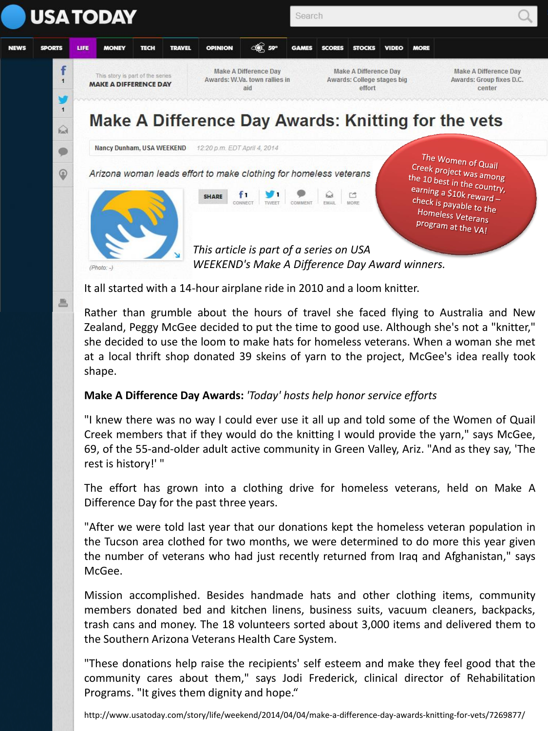USA TODAY

NEWS | SPORTS | LIFE | MONEY | TECH | TRAVEL | OPINION | 59° | GAMES | SCORES | STOCKS | VIDEO | MORE

This story is part of the series **MAKE A DIFFERENCE DAY**

Make A Difference Day Awards: W.Va. town rallies in aid

Make A Difference Day Awards: College stages big effort

Make A Difference Day Awards: Group fixes D.C. center

# Make A Difference Day Awards: Knitting for the vets

Nancy Dunham, USA WEEKEND 12:20 p.m. EDT April 4, 2014

*Arizona woman leads effort to make clothing for homeless veterans*

The Women of Quail Creek project was among the 10 best in the country, earning a $10k reward – check is payable to the Homeless Veterans program at the VA!

(Photo: -)

*This article is part of a series on USA WEEKEND's Make A Difference Day Award winners.*

It all started with a 14-hour airplane ride in 2010 and a loom knitter.

Rather than grumble about the hours of travel she faced flying to Australia and New Zealand, Peggy McGee decided to put the time to good use. Although she's not a "knitter," she decided to use the loom to make hats for homeless veterans. When a woman she met at a local thrift shop donated 39 skeins of yarn to the project, McGee's idea really took shape.

**Make A Difference Day Awards:** *'Today' hosts help honor service efforts*

"I knew there was no way I could ever use it all up and told some of the Women of Quail Creek members that if they would do the knitting I would provide the yarn," says McGee, 69, of the 55-and-older adult active community in Green Valley, Ariz. "And as they say, 'The rest is history!' "

The effort has grown into a clothing drive for homeless veterans, held on Make A Difference Day for the past three years.

"After we were told last year that our donations kept the homeless veteran population in the Tucson area clothed for two months, we were determined to do more this year given the number of veterans who had just recently returned from Iraq and Afghanistan," says McGee.

Mission accomplished. Besides handmade hats and other clothing items, community members donated bed and kitchen linens, business suits, vacuum cleaners, backpacks, trash cans and money. The 18 volunteers sorted about 3,000 items and delivered them to the Southern Arizona Veterans Health Care System.

"These donations help raise the recipients' self esteem and make they feel good that the community cares about them," says Jodi Frederick, clinical director of Rehabilitation Programs. "It gives them dignity and hope."

http://www.usatoday.com/story/life/weekend/2014/04/04/make-a-difference-day-awards-knitting-for-vets/7269877/